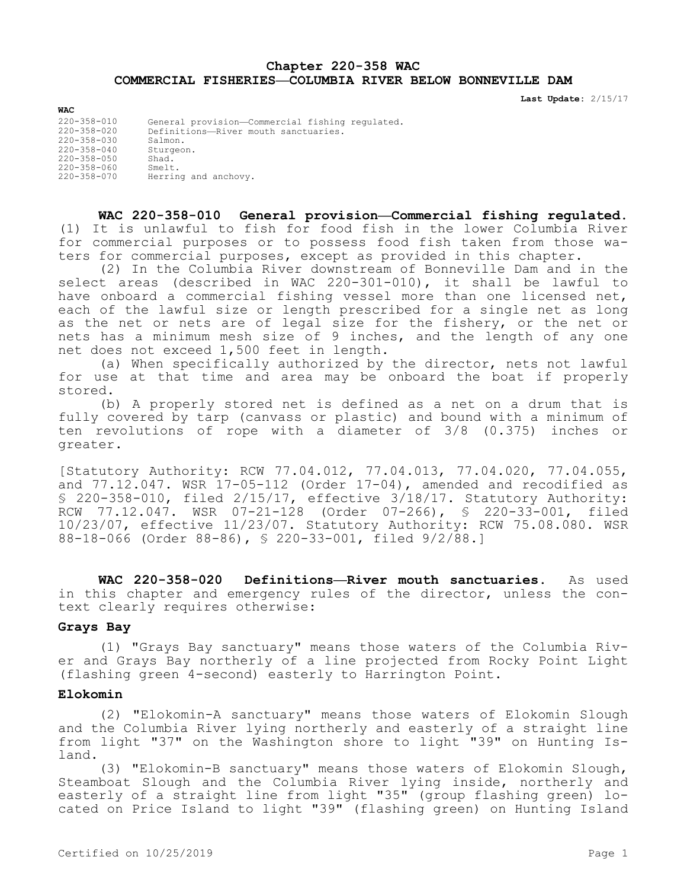# Chapter 220-358 WAC
# COMMERCIAL FISHERIES—COLUMBIA RIVER BELOW BONNEVILLE DAM

**Last Update:** 2/15/17

**WAC**

| | |
|---|---|
| 220-358-010 | General provision—Commercial fishing regulated. |
| 220-358-020 | Definitions—River mouth sanctuaries. |
| 220-358-030 | Salmon. |
| 220-358-040 | Sturgeon. |
| 220-358-050 | Shad. |
| 220-358-060 | Smelt. |
| 220-358-070 | Herring and anchovy. |

**WAC 220-358-010 General provision—Commercial fishing regulated.** (1) It is unlawful to fish for food fish in the lower Columbia River for commercial purposes or to possess food fish taken from those waters for commercial purposes, except as provided in this chapter.

(2) In the Columbia River downstream of Bonneville Dam and in the select areas (described in WAC 220-301-010), it shall be lawful to have onboard a commercial fishing vessel more than one licensed net, each of the lawful size or length prescribed for a single net as long as the net or nets are of legal size for the fishery, or the net or nets has a minimum mesh size of 9 inches, and the length of any one net does not exceed 1,500 feet in length.

(a) When specifically authorized by the director, nets not lawful for use at that time and area may be onboard the boat if properly stored.

(b) A properly stored net is defined as a net on a drum that is fully covered by tarp (canvass or plastic) and bound with a minimum of ten revolutions of rope with a diameter of 3/8 (0.375) inches or greater.

[Statutory Authority: RCW 77.04.012, 77.04.013, 77.04.020, 77.04.055, and 77.12.047. WSR 17-05-112 (Order 17-04), amended and recodified as § 220-358-010, filed 2/15/17, effective 3/18/17. Statutory Authority: RCW 77.12.047. WSR 07-21-128 (Order 07-266), § 220-33-001, filed 10/23/07, effective 11/23/07. Statutory Authority: RCW 75.08.080. WSR 88-18-066 (Order 88-86), § 220-33-001, filed 9/2/88.]

**WAC 220-358-020 Definitions—River mouth sanctuaries.** As used in this chapter and emergency rules of the director, unless the context clearly requires otherwise:

**Grays Bay**

(1) "Grays Bay sanctuary" means those waters of the Columbia River and Grays Bay northerly of a line projected from Rocky Point Light (flashing green 4-second) easterly to Harrington Point.

**Elokomin**

(2) "Elokomin-A sanctuary" means those waters of Elokomin Slough and the Columbia River lying northerly and easterly of a straight line from light "37" on the Washington shore to light "39" on Hunting Island.

(3) "Elokomin-B sanctuary" means those waters of Elokomin Slough, Steamboat Slough and the Columbia River lying inside, northerly and easterly of a straight line from light "35" (group flashing green) located on Price Island to light "39" (flashing green) on Hunting Island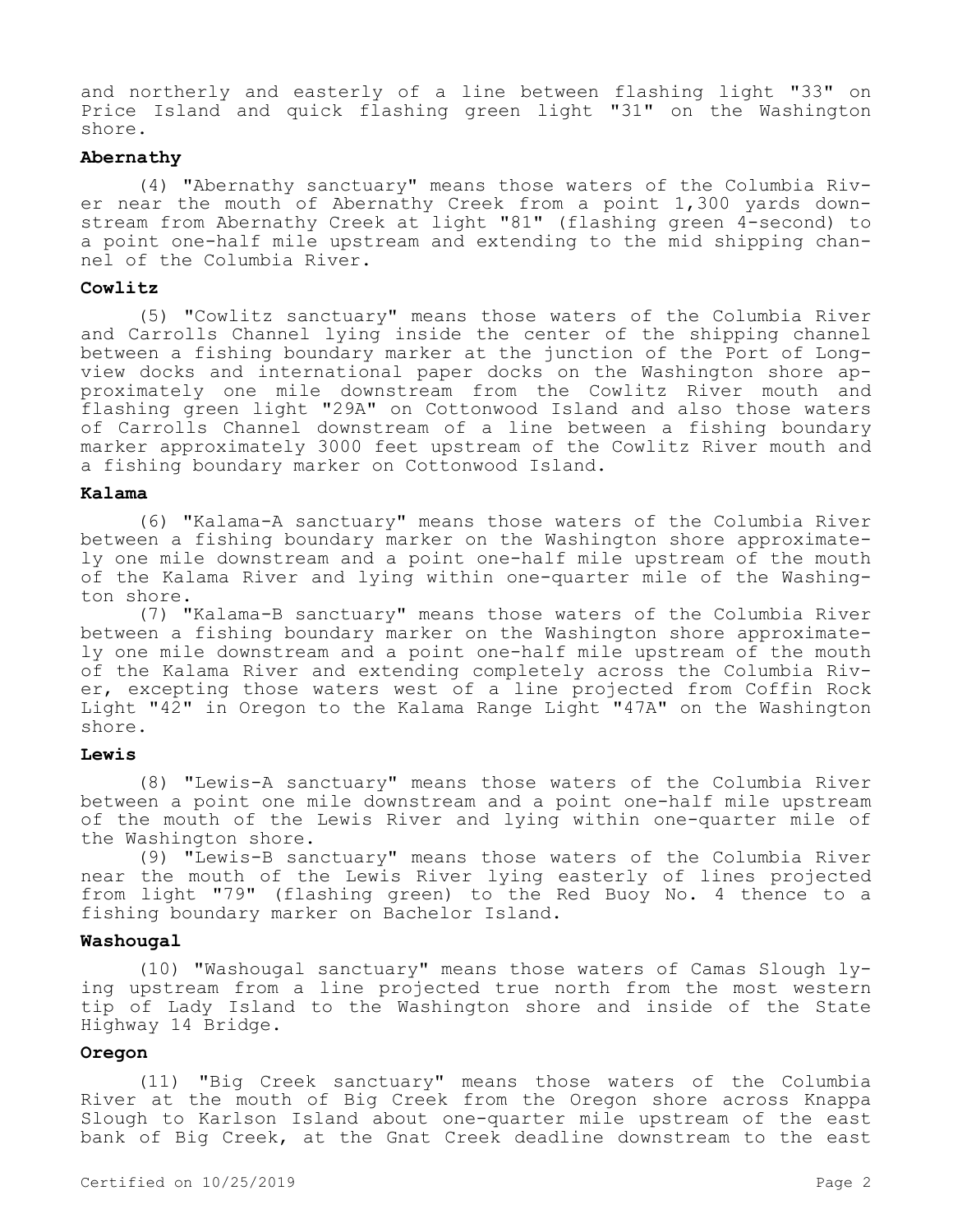and northerly and easterly of a line between flashing light "33" on Price Island and quick flashing green light "31" on the Washington shore.

### Abernathy

(4) "Abernathy sanctuary" means those waters of the Columbia River near the mouth of Abernathy Creek from a point 1,300 yards downstream from Abernathy Creek at light "81" (flashing green 4-second) to a point one-half mile upstream and extending to the mid shipping channel of the Columbia River.

### Cowlitz

(5) "Cowlitz sanctuary" means those waters of the Columbia River and Carrolls Channel lying inside the center of the shipping channel between a fishing boundary marker at the junction of the Port of Longview docks and international paper docks on the Washington shore approximately one mile downstream from the Cowlitz River mouth and flashing green light "29A" on Cottonwood Island and also those waters of Carrolls Channel downstream of a line between a fishing boundary marker approximately 3000 feet upstream of the Cowlitz River mouth and a fishing boundary marker on Cottonwood Island.

### Kalama

(6) "Kalama-A sanctuary" means those waters of the Columbia River between a fishing boundary marker on the Washington shore approximately one mile downstream and a point one-half mile upstream of the mouth of the Kalama River and lying within one-quarter mile of the Washington shore.

(7) "Kalama-B sanctuary" means those waters of the Columbia River between a fishing boundary marker on the Washington shore approximately one mile downstream and a point one-half mile upstream of the mouth of the Kalama River and extending completely across the Columbia River, excepting those waters west of a line projected from Coffin Rock Light "42" in Oregon to the Kalama Range Light "47A" on the Washington shore.

### Lewis

(8) "Lewis-A sanctuary" means those waters of the Columbia River between a point one mile downstream and a point one-half mile upstream of the mouth of the Lewis River and lying within one-quarter mile of the Washington shore.

(9) "Lewis-B sanctuary" means those waters of the Columbia River near the mouth of the Lewis River lying easterly of lines projected from light "79" (flashing green) to the Red Buoy No. 4 thence to a fishing boundary marker on Bachelor Island.

### Washougal

(10) "Washougal sanctuary" means those waters of Camas Slough lying upstream from a line projected true north from the most western tip of Lady Island to the Washington shore and inside of the State Highway 14 Bridge.

### Oregon

(11) "Big Creek sanctuary" means those waters of the Columbia River at the mouth of Big Creek from the Oregon shore across Knappa Slough to Karlson Island about one-quarter mile upstream of the east bank of Big Creek, at the Gnat Creek deadline downstream to the east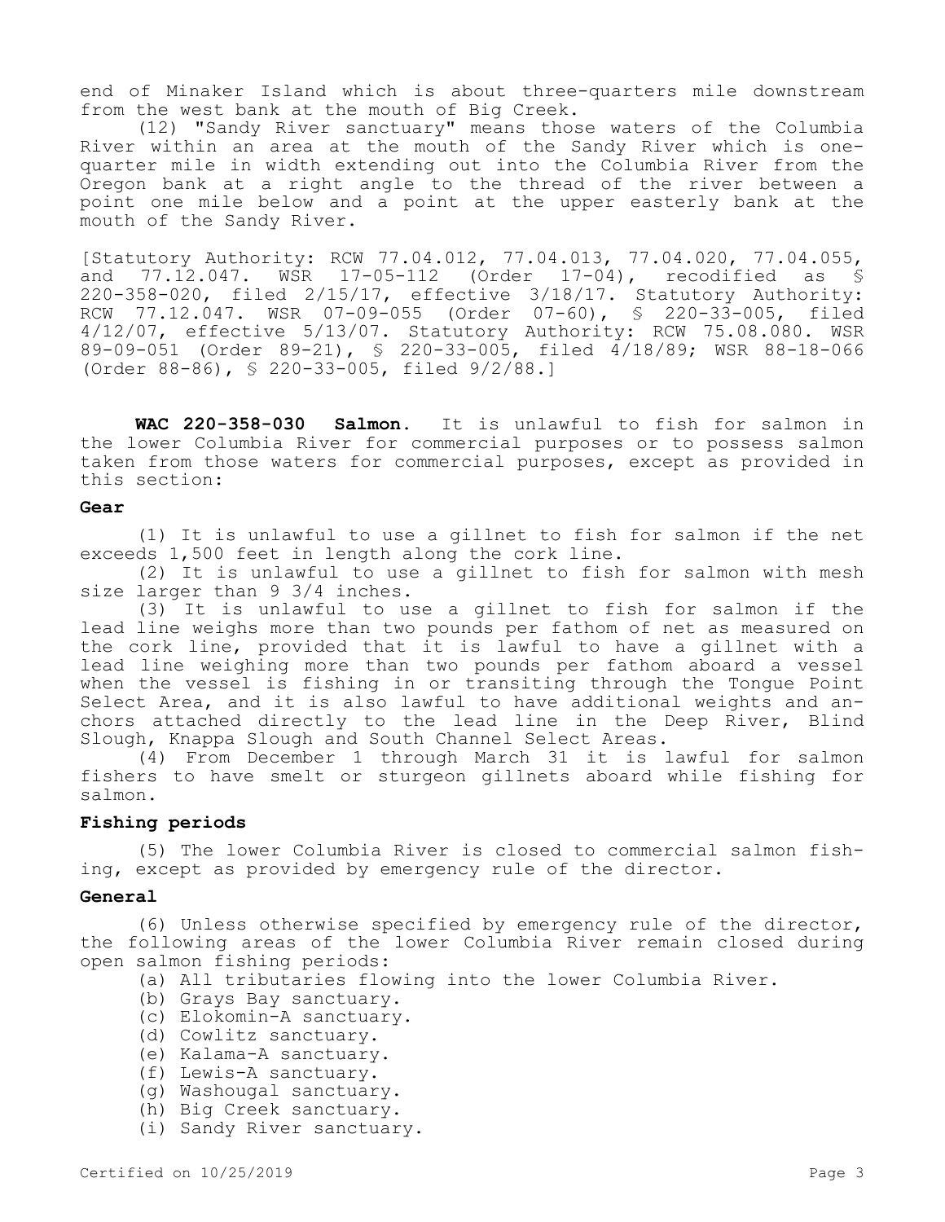end of Minaker Island which is about three-quarters mile downstream from the west bank at the mouth of Big Creek.

(12) "Sandy River sanctuary" means those waters of the Columbia River within an area at the mouth of the Sandy River which is one-quarter mile in width extending out into the Columbia River from the Oregon bank at a right angle to the thread of the river between a point one mile below and a point at the upper easterly bank at the mouth of the Sandy River.

[Statutory Authority: RCW 77.04.012, 77.04.013, 77.04.020, 77.04.055, and 77.12.047. WSR 17-05-112 (Order 17-04), recodified as § 220-358-020, filed 2/15/17, effective 3/18/17. Statutory Authority: RCW 77.12.047. WSR 07-09-055 (Order 07-60), § 220-33-005, filed 4/12/07, effective 5/13/07. Statutory Authority: RCW 75.08.080. WSR 89-09-051 (Order 89-21), § 220-33-005, filed 4/18/89; WSR 88-18-066 (Order 88-86), § 220-33-005, filed 9/2/88.]

**WAC 220-358-030 Salmon.** It is unlawful to fish for salmon in the lower Columbia River for commercial purposes or to possess salmon taken from those waters for commercial purposes, except as provided in this section:

**Gear**

(1) It is unlawful to use a gillnet to fish for salmon if the net exceeds 1,500 feet in length along the cork line.

(2) It is unlawful to use a gillnet to fish for salmon with mesh size larger than 9 3/4 inches.

(3) It is unlawful to use a gillnet to fish for salmon if the lead line weighs more than two pounds per fathom of net as measured on the cork line, provided that it is lawful to have a gillnet with a lead line weighing more than two pounds per fathom aboard a vessel when the vessel is fishing in or transiting through the Tongue Point Select Area, and it is also lawful to have additional weights and anchors attached directly to the lead line in the Deep River, Blind Slough, Knappa Slough and South Channel Select Areas.

(4) From December 1 through March 31 it is lawful for salmon fishers to have smelt or sturgeon gillnets aboard while fishing for salmon.

**Fishing periods**

(5) The lower Columbia River is closed to commercial salmon fishing, except as provided by emergency rule of the director.

**General**

(6) Unless otherwise specified by emergency rule of the director, the following areas of the lower Columbia River remain closed during open salmon fishing periods:

(a) All tributaries flowing into the lower Columbia River.
(b) Grays Bay sanctuary.
(c) Elokomin-A sanctuary.
(d) Cowlitz sanctuary.
(e) Kalama-A sanctuary.
(f) Lewis-A sanctuary.
(g) Washougal sanctuary.
(h) Big Creek sanctuary.
(i) Sandy River sanctuary.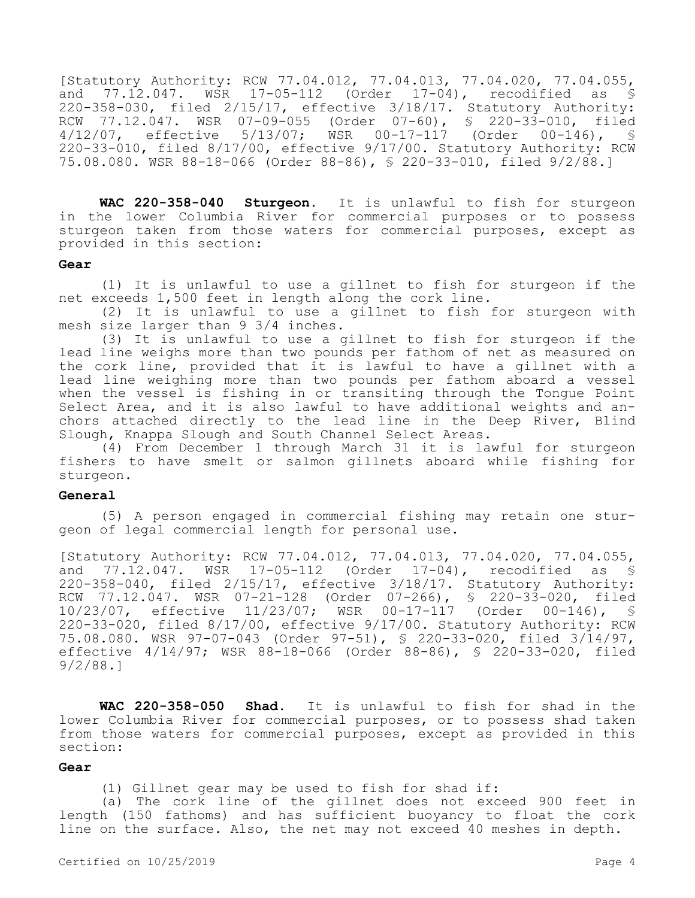[Statutory Authority: RCW 77.04.012, 77.04.013, 77.04.020, 77.04.055, and 77.12.047. WSR 17-05-112 (Order 17-04), recodified as § 220-358-030, filed 2/15/17, effective 3/18/17. Statutory Authority: RCW 77.12.047. WSR 07-09-055 (Order 07-60), § 220-33-010, filed 4/12/07, effective 5/13/07; WSR 00-17-117 (Order 00-146), § 220-33-010, filed 8/17/00, effective 9/17/00. Statutory Authority: RCW 75.08.080. WSR 88-18-066 (Order 88-86), § 220-33-010, filed 9/2/88.]

**WAC 220-358-040 Sturgeon.** It is unlawful to fish for sturgeon in the lower Columbia River for commercial purposes or to possess sturgeon taken from those waters for commercial purposes, except as provided in this section:

**Gear**

(1) It is unlawful to use a gillnet to fish for sturgeon if the net exceeds 1,500 feet in length along the cork line.

(2) It is unlawful to use a gillnet to fish for sturgeon with mesh size larger than 9 3/4 inches.

(3) It is unlawful to use a gillnet to fish for sturgeon if the lead line weighs more than two pounds per fathom of net as measured on the cork line, provided that it is lawful to have a gillnet with a lead line weighing more than two pounds per fathom aboard a vessel when the vessel is fishing in or transiting through the Tongue Point Select Area, and it is also lawful to have additional weights and anchors attached directly to the lead line in the Deep River, Blind Slough, Knappa Slough and South Channel Select Areas.

(4) From December 1 through March 31 it is lawful for sturgeon fishers to have smelt or salmon gillnets aboard while fishing for sturgeon.

**General**

(5) A person engaged in commercial fishing may retain one sturgeon of legal commercial length for personal use.

[Statutory Authority: RCW 77.04.012, 77.04.013, 77.04.020, 77.04.055, and 77.12.047. WSR 17-05-112 (Order 17-04), recodified as § 220-358-040, filed 2/15/17, effective 3/18/17. Statutory Authority: RCW 77.12.047. WSR 07-21-128 (Order 07-266), § 220-33-020, filed 10/23/07, effective 11/23/07; WSR 00-17-117 (Order 00-146), § 220-33-020, filed 8/17/00, effective 9/17/00. Statutory Authority: RCW 75.08.080. WSR 97-07-043 (Order 97-51), § 220-33-020, filed 3/14/97, effective 4/14/97; WSR 88-18-066 (Order 88-86), § 220-33-020, filed 9/2/88.]

**WAC 220-358-050 Shad.** It is unlawful to fish for shad in the lower Columbia River for commercial purposes, or to possess shad taken from those waters for commercial purposes, except as provided in this section:

**Gear**

(1) Gillnet gear may be used to fish for shad if:

(a) The cork line of the gillnet does not exceed 900 feet in length (150 fathoms) and has sufficient buoyancy to float the cork line on the surface. Also, the net may not exceed 40 meshes in depth.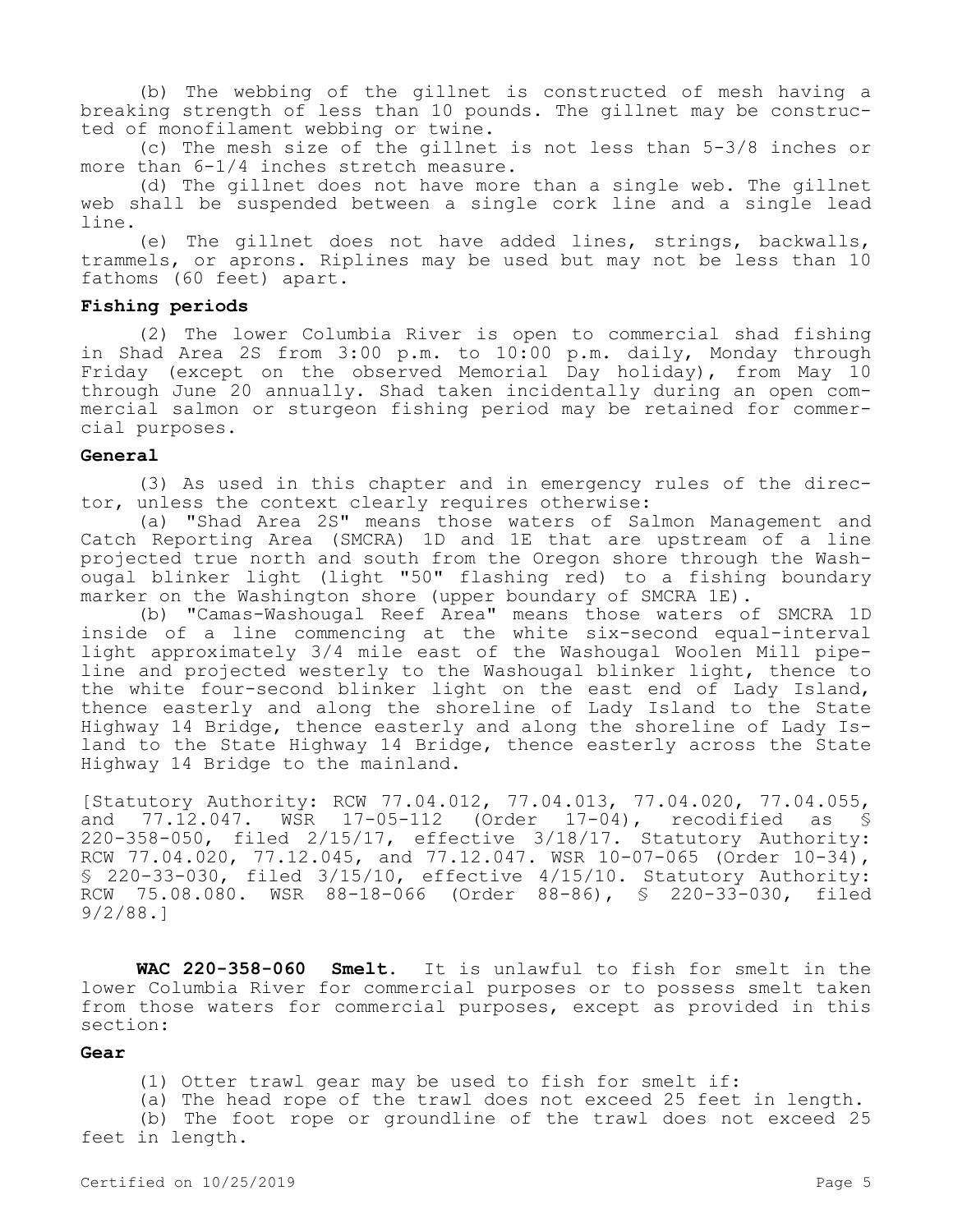(b) The webbing of the gillnet is constructed of mesh having a breaking strength of less than 10 pounds. The gillnet may be constructed of monofilament webbing or twine.

(c) The mesh size of the gillnet is not less than 5-3/8 inches or more than 6-1/4 inches stretch measure.

(d) The gillnet does not have more than a single web. The gillnet web shall be suspended between a single cork line and a single lead line.

(e) The gillnet does not have added lines, strings, backwalls, trammels, or aprons. Riplines may be used but may not be less than 10 fathoms (60 feet) apart.

**Fishing periods**

(2) The lower Columbia River is open to commercial shad fishing in Shad Area 2S from 3:00 p.m. to 10:00 p.m. daily, Monday through Friday (except on the observed Memorial Day holiday), from May 10 through June 20 annually. Shad taken incidentally during an open commercial salmon or sturgeon fishing period may be retained for commercial purposes.

**General**

(3) As used in this chapter and in emergency rules of the director, unless the context clearly requires otherwise:

(a) "Shad Area 2S" means those waters of Salmon Management and Catch Reporting Area (SMCRA) 1D and 1E that are upstream of a line projected true north and south from the Oregon shore through the Washougal blinker light (light "50" flashing red) to a fishing boundary marker on the Washington shore (upper boundary of SMCRA 1E).

(b) "Camas-Washougal Reef Area" means those waters of SMCRA 1D inside of a line commencing at the white six-second equal-interval light approximately 3/4 mile east of the Washougal Woolen Mill pipeline and projected westerly to the Washougal blinker light, thence to the white four-second blinker light on the east end of Lady Island, thence easterly and along the shoreline of Lady Island to the State Highway 14 Bridge, thence easterly and along the shoreline of Lady Island to the State Highway 14 Bridge, thence easterly across the State Highway 14 Bridge to the mainland.

[Statutory Authority: RCW 77.04.012, 77.04.013, 77.04.020, 77.04.055, and 77.12.047. WSR 17-05-112 (Order 17-04), recodified as § 220-358-050, filed 2/15/17, effective 3/18/17. Statutory Authority: RCW 77.04.020, 77.12.045, and 77.12.047. WSR 10-07-065 (Order 10-34), § 220-33-030, filed 3/15/10, effective 4/15/10. Statutory Authority: RCW 75.08.080. WSR 88-18-066 (Order 88-86), § 220-33-030, filed 9/2/88.]

**WAC 220-358-060 Smelt.** It is unlawful to fish for smelt in the lower Columbia River for commercial purposes or to possess smelt taken from those waters for commercial purposes, except as provided in this section:

**Gear**

(1) Otter trawl gear may be used to fish for smelt if:

(a) The head rope of the trawl does not exceed 25 feet in length.

(b) The foot rope or groundline of the trawl does not exceed 25 feet in length.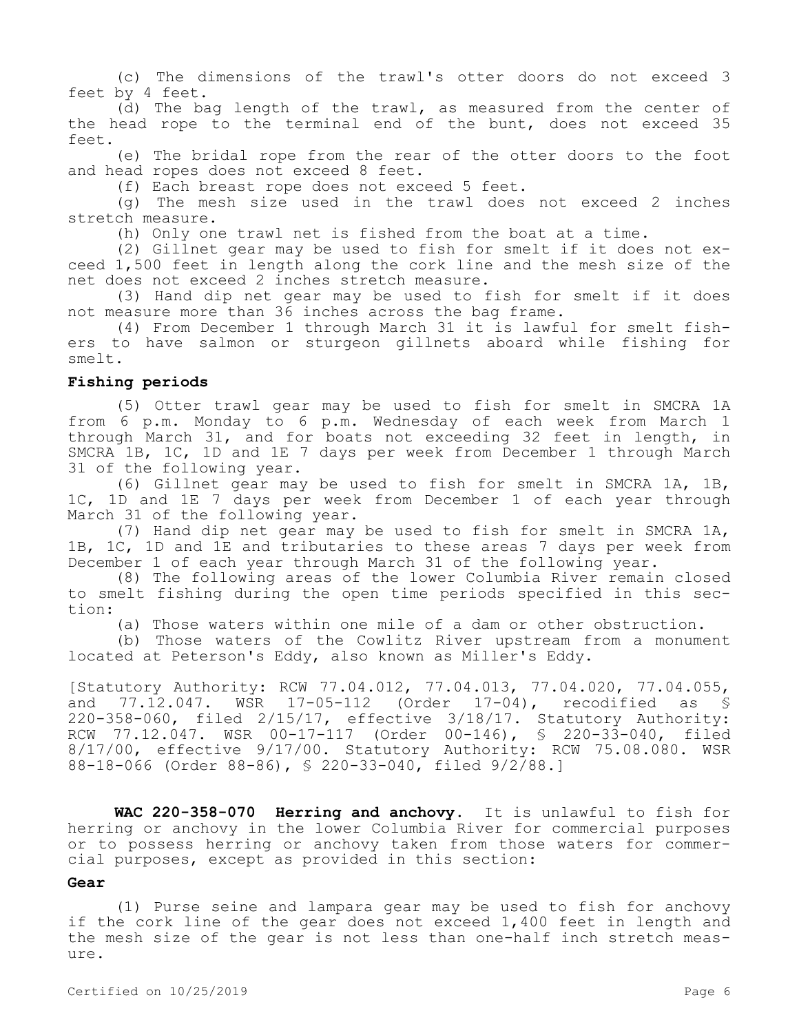(c) The dimensions of the trawl's otter doors do not exceed 3 feet by 4 feet.

(d) The bag length of the trawl, as measured from the center of the head rope to the terminal end of the bunt, does not exceed 35 feet.

(e) The bridal rope from the rear of the otter doors to the foot and head ropes does not exceed 8 feet.

(f) Each breast rope does not exceed 5 feet.

(g) The mesh size used in the trawl does not exceed 2 inches stretch measure.

(h) Only one trawl net is fished from the boat at a time.

(2) Gillnet gear may be used to fish for smelt if it does not exceed 1,500 feet in length along the cork line and the mesh size of the net does not exceed 2 inches stretch measure.

(3) Hand dip net gear may be used to fish for smelt if it does not measure more than 36 inches across the bag frame.

(4) From December 1 through March 31 it is lawful for smelt fishers to have salmon or sturgeon gillnets aboard while fishing for smelt.

**Fishing periods**

(5) Otter trawl gear may be used to fish for smelt in SMCRA 1A from 6 p.m. Monday to 6 p.m. Wednesday of each week from March 1 through March 31, and for boats not exceeding 32 feet in length, in SMCRA 1B, 1C, 1D and 1E 7 days per week from December 1 through March 31 of the following year.

(6) Gillnet gear may be used to fish for smelt in SMCRA 1A, 1B, 1C, 1D and 1E 7 days per week from December 1 of each year through March 31 of the following year.

(7) Hand dip net gear may be used to fish for smelt in SMCRA 1A, 1B, 1C, 1D and 1E and tributaries to these areas 7 days per week from December 1 of each year through March 31 of the following year.

(8) The following areas of the lower Columbia River remain closed to smelt fishing during the open time periods specified in this section:

(a) Those waters within one mile of a dam or other obstruction.

(b) Those waters of the Cowlitz River upstream from a monument located at Peterson's Eddy, also known as Miller's Eddy.

[Statutory Authority: RCW 77.04.012, 77.04.013, 77.04.020, 77.04.055, and 77.12.047. WSR 17-05-112 (Order 17-04), recodified as § 220-358-060, filed 2/15/17, effective 3/18/17. Statutory Authority: RCW 77.12.047. WSR 00-17-117 (Order 00-146), § 220-33-040, filed 8/17/00, effective 9/17/00. Statutory Authority: RCW 75.08.080. WSR 88-18-066 (Order 88-86), § 220-33-040, filed 9/2/88.]

**WAC 220-358-070 Herring and anchovy.** It is unlawful to fish for herring or anchovy in the lower Columbia River for commercial purposes or to possess herring or anchovy taken from those waters for commercial purposes, except as provided in this section:

**Gear**

(1) Purse seine and lampara gear may be used to fish for anchovy if the cork line of the gear does not exceed 1,400 feet in length and the mesh size of the gear is not less than one-half inch stretch measure.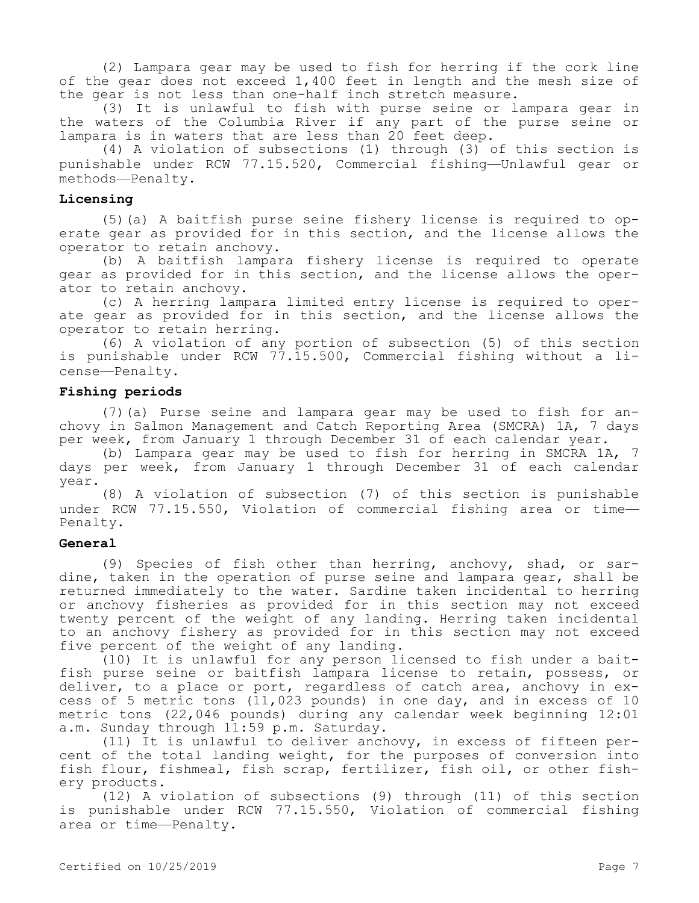(2) Lampara gear may be used to fish for herring if the cork line of the gear does not exceed 1,400 feet in length and the mesh size of the gear is not less than one-half inch stretch measure.

(3) It is unlawful to fish with purse seine or lampara gear in the waters of the Columbia River if any part of the purse seine or lampara is in waters that are less than 20 feet deep.

(4) A violation of subsections (1) through (3) of this section is punishable under RCW 77.15.520, Commercial fishing—Unlawful gear or methods—Penalty.

**Licensing**

(5)(a) A baitfish purse seine fishery license is required to operate gear as provided for in this section, and the license allows the operator to retain anchovy.

(b) A baitfish lampara fishery license is required to operate gear as provided for in this section, and the license allows the operator to retain anchovy.

(c) A herring lampara limited entry license is required to operate gear as provided for in this section, and the license allows the operator to retain herring.

(6) A violation of any portion of subsection (5) of this section is punishable under RCW 77.15.500, Commercial fishing without a license—Penalty.

**Fishing periods**

(7)(a) Purse seine and lampara gear may be used to fish for anchovy in Salmon Management and Catch Reporting Area (SMCRA) 1A, 7 days per week, from January 1 through December 31 of each calendar year.

(b) Lampara gear may be used to fish for herring in SMCRA 1A, 7 days per week, from January 1 through December 31 of each calendar year.

(8) A violation of subsection (7) of this section is punishable under RCW 77.15.550, Violation of commercial fishing area or time—Penalty.

**General**

(9) Species of fish other than herring, anchovy, shad, or sardine, taken in the operation of purse seine and lampara gear, shall be returned immediately to the water. Sardine taken incidental to herring or anchovy fisheries as provided for in this section may not exceed twenty percent of the weight of any landing. Herring taken incidental to an anchovy fishery as provided for in this section may not exceed five percent of the weight of any landing.

(10) It is unlawful for any person licensed to fish under a baitfish purse seine or baitfish lampara license to retain, possess, or deliver, to a place or port, regardless of catch area, anchovy in excess of 5 metric tons (11,023 pounds) in one day, and in excess of 10 metric tons (22,046 pounds) during any calendar week beginning 12:01 a.m. Sunday through 11:59 p.m. Saturday.

(11) It is unlawful to deliver anchovy, in excess of fifteen percent of the total landing weight, for the purposes of conversion into fish flour, fishmeal, fish scrap, fertilizer, fish oil, or other fishery products.

(12) A violation of subsections (9) through (11) of this section is punishable under RCW 77.15.550, Violation of commercial fishing area or time—Penalty.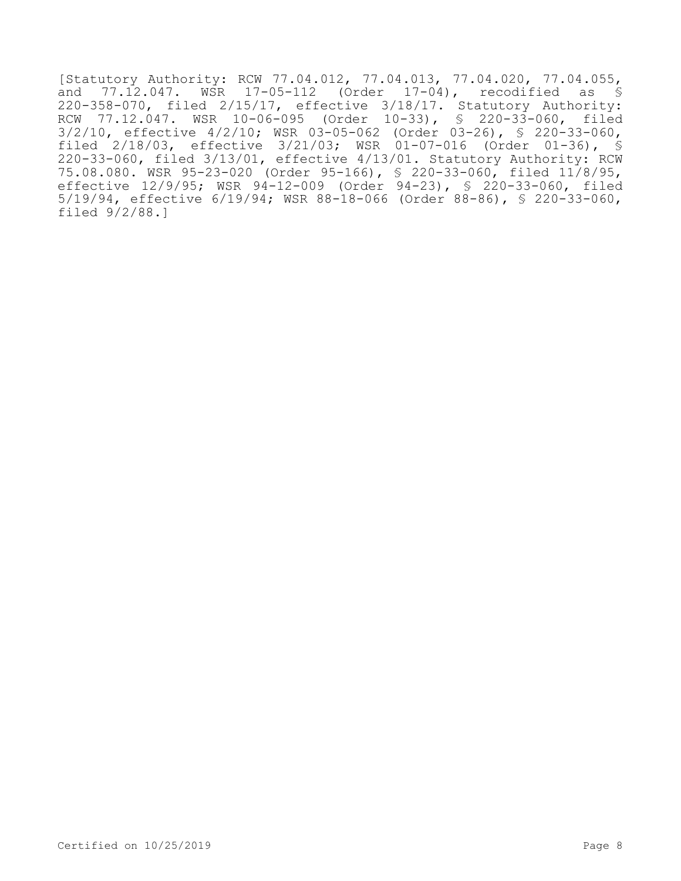[Statutory Authority: RCW 77.04.012, 77.04.013, 77.04.020, 77.04.055, and 77.12.047. WSR 17-05-112 (Order 17-04), recodified as § 220-358-070, filed 2/15/17, effective 3/18/17. Statutory Authority: RCW 77.12.047. WSR 10-06-095 (Order 10-33), § 220-33-060, filed 3/2/10, effective 4/2/10; WSR 03-05-062 (Order 03-26), § 220-33-060, filed 2/18/03, effective 3/21/03; WSR 01-07-016 (Order 01-36), § 220-33-060, filed 3/13/01, effective 4/13/01. Statutory Authority: RCW 75.08.080. WSR 95-23-020 (Order 95-166), § 220-33-060, filed 11/8/95, effective 12/9/95; WSR 94-12-009 (Order 94-23), § 220-33-060, filed 5/19/94, effective 6/19/94; WSR 88-18-066 (Order 88-86), § 220-33-060, filed 9/2/88.]